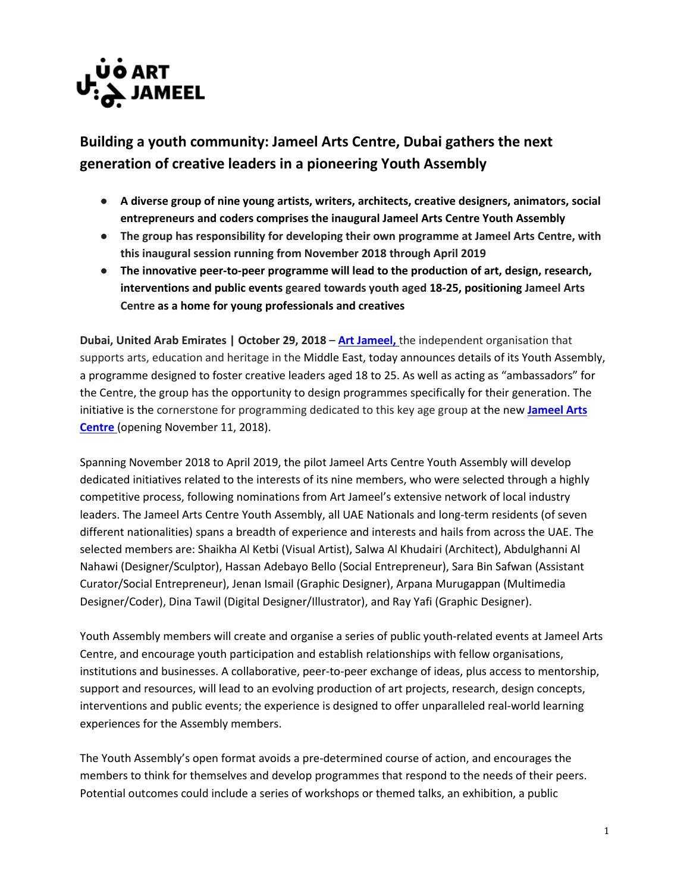ART JAMEEL

## Building a youth community: Jameel Arts Centre, Dubai gathers the next generation of creative leaders in a pioneering Youth Assembly

- **A diverse group of nine young artists, writers, architects, creative designers, animators, social entrepreneurs and coders comprises the inaugural Jameel Arts Centre Youth Assembly**
- **The group has responsibility for developing their own programme at Jameel Arts Centre, with this inaugural session running from November 2018 through April 2019**
- **The innovative peer-to-peer programme will lead to the production of art, design, research, interventions and public events geared towards youth aged 18-25, positioning Jameel Arts Centre as a home for young professionals and creatives**

**Dubai, United Arab Emirates | October 29, 2018** – **[Art Jameel,](#)** the independent organisation that supports arts, education and heritage in the Middle East, today announces details of its Youth Assembly, a programme designed to foster creative leaders aged 18 to 25. As well as acting as "ambassadors" for the Centre, the group has the opportunity to design programmes specifically for their generation. The initiative is the cornerstone for programming dedicated to this key age group at the new **[Jameel Arts Centre](#)** (opening November 11, 2018).

Spanning November 2018 to April 2019, the pilot Jameel Arts Centre Youth Assembly will develop dedicated initiatives related to the interests of its nine members, who were selected through a highly competitive process, following nominations from Art Jameel's extensive network of local industry leaders. The Jameel Arts Centre Youth Assembly, all UAE Nationals and long-term residents (of seven different nationalities) spans a breadth of experience and interests and hails from across the UAE. The selected members are: Shaikha Al Ketbi (Visual Artist), Salwa Al Khudairi (Architect), Abdulghanni Al Nahawi (Designer/Sculptor), Hassan Adebayo Bello (Social Entrepreneur), Sara Bin Safwan (Assistant Curator/Social Entrepreneur), Jenan Ismail (Graphic Designer), Arpana Murugappan (Multimedia Designer/Coder), Dina Tawil (Digital Designer/Illustrator), and Ray Yafi (Graphic Designer).

Youth Assembly members will create and organise a series of public youth-related events at Jameel Arts Centre, and encourage youth participation and establish relationships with fellow organisations, institutions and businesses. A collaborative, peer-to-peer exchange of ideas, plus access to mentorship, support and resources, will lead to an evolving production of art projects, research, design concepts, interventions and public events; the experience is designed to offer unparalleled real-world learning experiences for the Assembly members.

The Youth Assembly's open format avoids a pre-determined course of action, and encourages the members to think for themselves and develop programmes that respond to the needs of their peers. Potential outcomes could include a series of workshops or themed talks, an exhibition, a public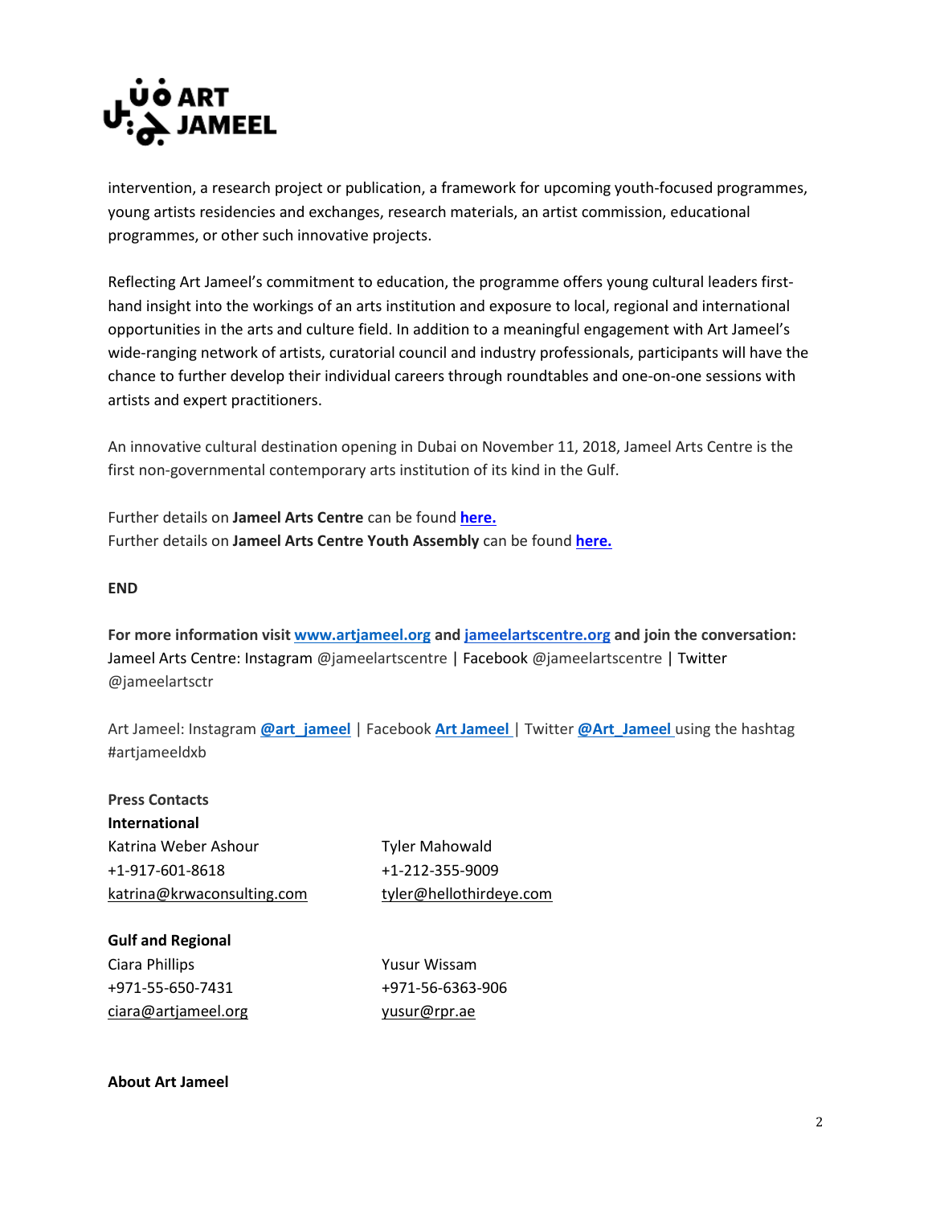intervention, a research project or publication, a framework for upcoming youth-focused programmes, young artists residencies and exchanges, research materials, an artist commission, educational programmes, or other such innovative projects.

Reflecting Art Jameel's commitment to education, the programme offers young cultural leaders first-hand insight into the workings of an arts institution and exposure to local, regional and international opportunities in the arts and culture field. In addition to a meaningful engagement with Art Jameel's wide-ranging network of artists, curatorial council and industry professionals, participants will have the chance to further develop their individual careers through roundtables and one-on-one sessions with artists and expert practitioners.

An innovative cultural destination opening in Dubai on November 11, 2018, Jameel Arts Centre is the first non-governmental contemporary arts institution of its kind in the Gulf.

Further details on **Jameel Arts Centre** can be found **here.**
Further details on **Jameel Arts Centre Youth Assembly** can be found **here.**

**END**

**For more information visit www.artjameel.org and jameelartscentre.org and join the conversation:**
Jameel Arts Centre: Instagram @jameelartscentre | Facebook @jameelartscentre | Twitter @jameelartsctr

Art Jameel: Instagram **@art_jameel** | Facebook **Art Jameel** | Twitter **@Art_Jameel** using the hashtag #artjameeldxb

**Press Contacts**

**International**

Katrina Weber Ashour
+1-917-601-8618
katrina@krwaconsulting.com

Tyler Mahowald
+1-212-355-9009
tyler@hellothirdeye.com

**Gulf and Regional**

Ciara Phillips
+971-55-650-7431
ciara@artjameel.org

Yusur Wissam
+971-56-6363-906
yusur@rpr.ae

**About Art Jameel**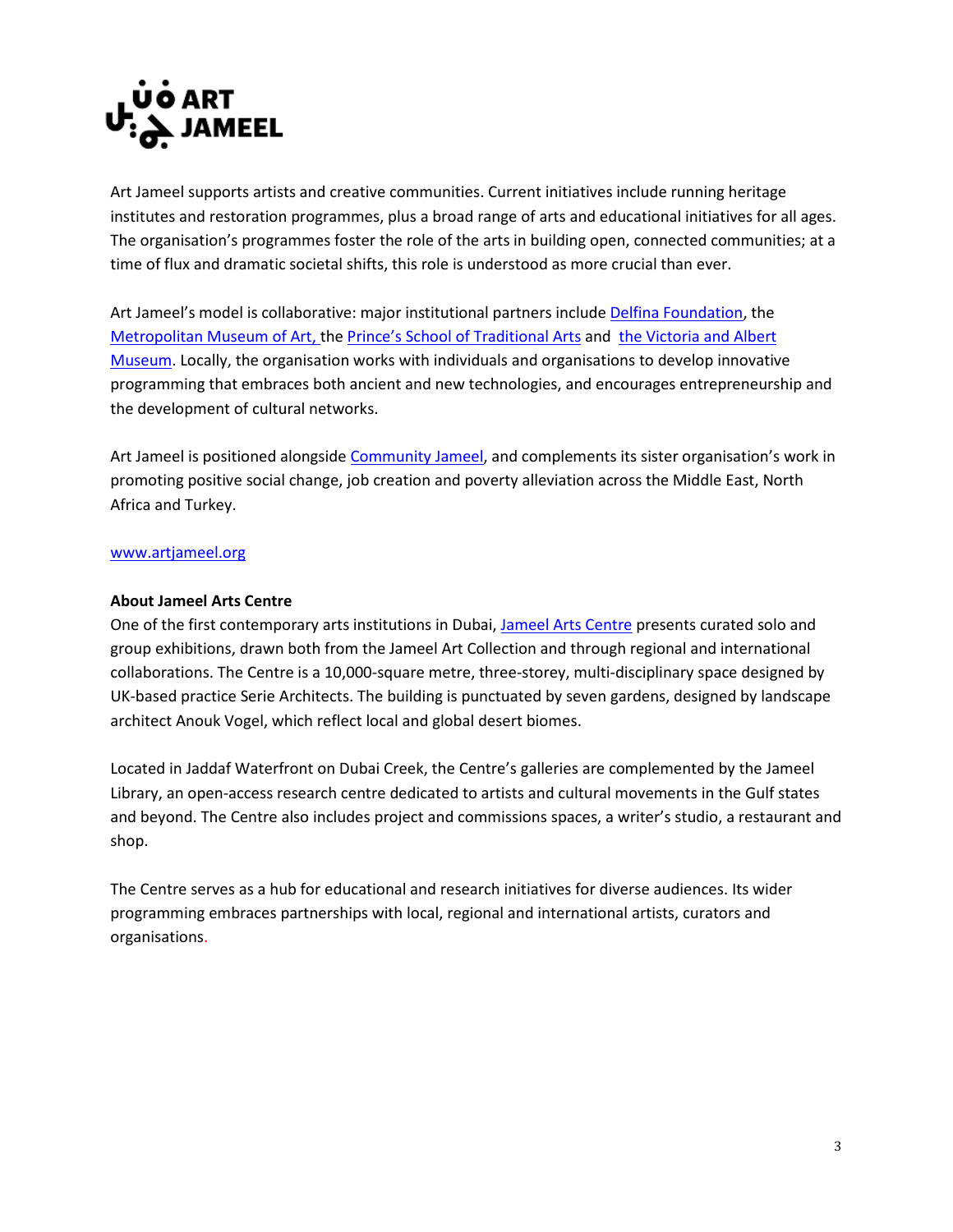ART JAMEEL

Art Jameel supports artists and creative communities. Current initiatives include running heritage institutes and restoration programmes, plus a broad range of arts and educational initiatives for all ages. The organisation's programmes foster the role of the arts in building open, connected communities; at a time of flux and dramatic societal shifts, this role is understood as more crucial than ever.

Art Jameel's model is collaborative: major institutional partners include Delfina Foundation, the Metropolitan Museum of Art, the Prince's School of Traditional Arts and the Victoria and Albert Museum. Locally, the organisation works with individuals and organisations to develop innovative programming that embraces both ancient and new technologies, and encourages entrepreneurship and the development of cultural networks.

Art Jameel is positioned alongside Community Jameel, and complements its sister organisation's work in promoting positive social change, job creation and poverty alleviation across the Middle East, North Africa and Turkey.

www.artjameel.org

**About Jameel Arts Centre**

One of the first contemporary arts institutions in Dubai, Jameel Arts Centre presents curated solo and group exhibitions, drawn both from the Jameel Art Collection and through regional and international collaborations. The Centre is a 10,000-square metre, three-storey, multi-disciplinary space designed by UK-based practice Serie Architects. The building is punctuated by seven gardens, designed by landscape architect Anouk Vogel, which reflect local and global desert biomes.

Located in Jaddaf Waterfront on Dubai Creek, the Centre's galleries are complemented by the Jameel Library, an open-access research centre dedicated to artists and cultural movements in the Gulf states and beyond. The Centre also includes project and commissions spaces, a writer's studio, a restaurant and shop.

The Centre serves as a hub for educational and research initiatives for diverse audiences. Its wider programming embraces partnerships with local, regional and international artists, curators and organisations.